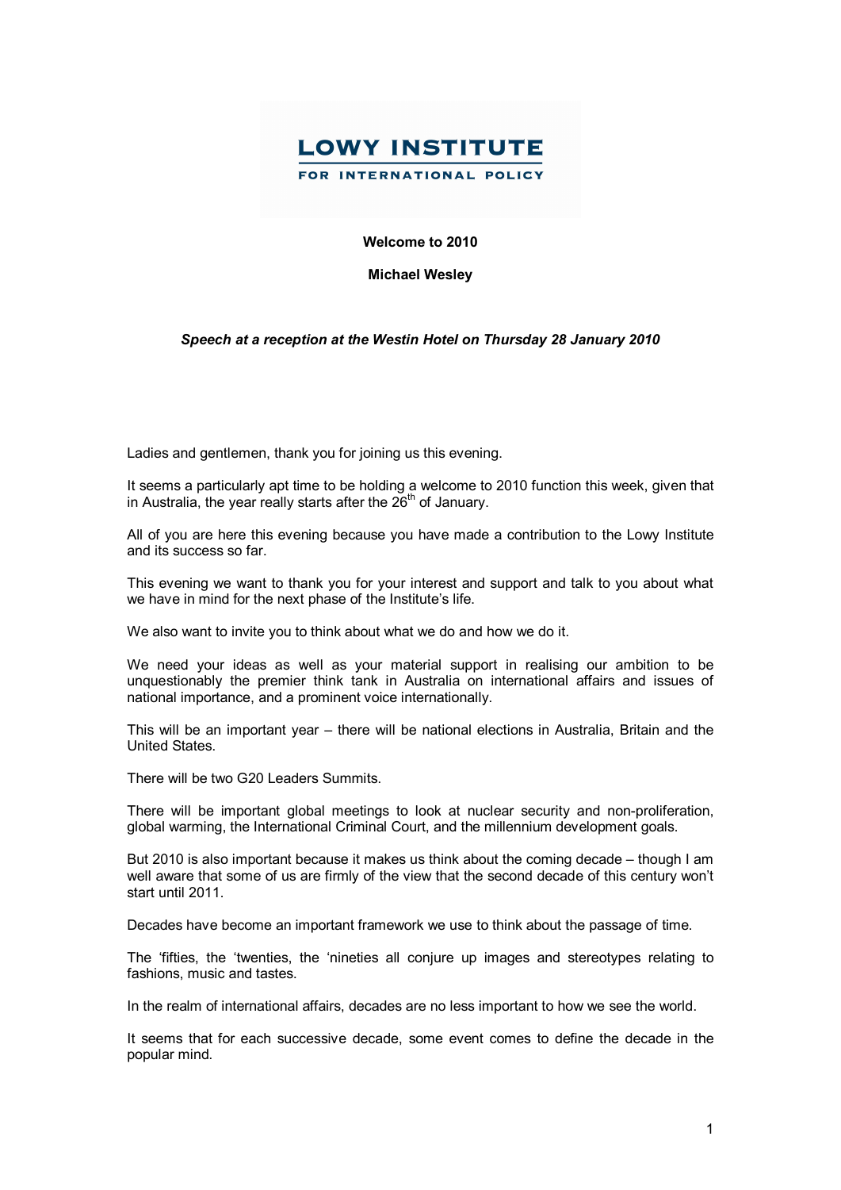LOWY INSTITUTE

FOR INTERNATIONAL POLICY

**Welcome to 2010**

**Michael Wesley**

***Speech at a reception at the Westin Hotel on Thursday 28 January 2010***

Ladies and gentlemen, thank you for joining us this evening.

It seems a particularly apt time to be holding a welcome to 2010 function this week, given that in Australia, the year really starts after the 26th of January.

All of you are here this evening because you have made a contribution to the Lowy Institute and its success so far.

This evening we want to thank you for your interest and support and talk to you about what we have in mind for the next phase of the Institute's life.

We also want to invite you to think about what we do and how we do it.

We need your ideas as well as your material support in realising our ambition to be unquestionably the premier think tank in Australia on international affairs and issues of national importance, and a prominent voice internationally.

This will be an important year – there will be national elections in Australia, Britain and the United States.

There will be two G20 Leaders Summits.

There will be important global meetings to look at nuclear security and non-proliferation, global warming, the International Criminal Court, and the millennium development goals.

But 2010 is also important because it makes us think about the coming decade – though I am well aware that some of us are firmly of the view that the second decade of this century won't start until 2011.

Decades have become an important framework we use to think about the passage of time.

The 'fifties, the 'twenties, the 'nineties all conjure up images and stereotypes relating to fashions, music and tastes.

In the realm of international affairs, decades are no less important to how we see the world.

It seems that for each successive decade, some event comes to define the decade in the popular mind.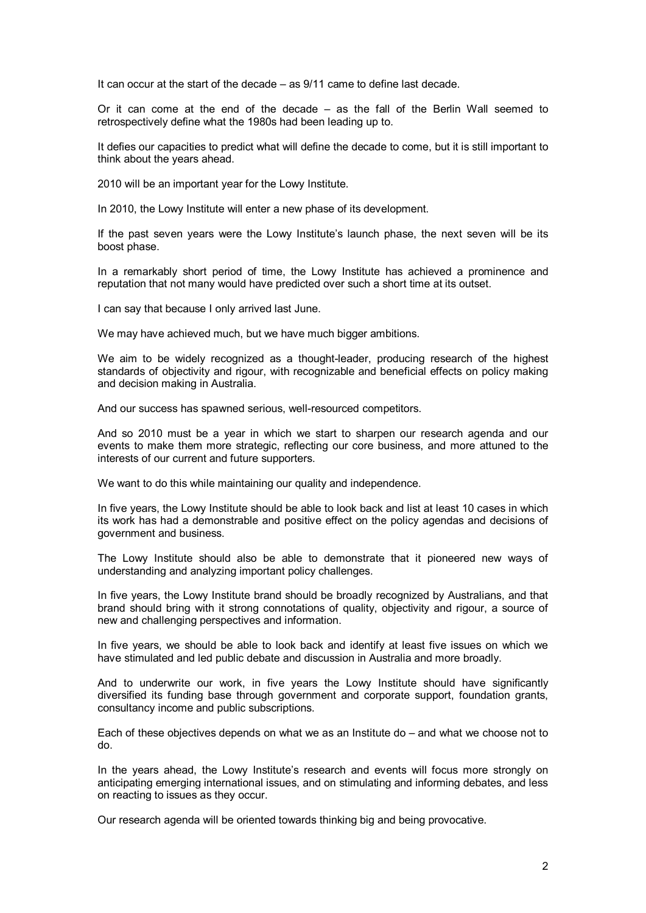It can occur at the start of the decade – as 9/11 came to define last decade.

Or it can come at the end of the decade – as the fall of the Berlin Wall seemed to retrospectively define what the 1980s had been leading up to.

It defies our capacities to predict what will define the decade to come, but it is still important to think about the years ahead.

2010 will be an important year for the Lowy Institute.

In 2010, the Lowy Institute will enter a new phase of its development.

If the past seven years were the Lowy Institute's launch phase, the next seven will be its boost phase.

In a remarkably short period of time, the Lowy Institute has achieved a prominence and reputation that not many would have predicted over such a short time at its outset.

I can say that because I only arrived last June.

We may have achieved much, but we have much bigger ambitions.

We aim to be widely recognized as a thought-leader, producing research of the highest standards of objectivity and rigour, with recognizable and beneficial effects on policy making and decision making in Australia.

And our success has spawned serious, well-resourced competitors.

And so 2010 must be a year in which we start to sharpen our research agenda and our events to make them more strategic, reflecting our core business, and more attuned to the interests of our current and future supporters.

We want to do this while maintaining our quality and independence.

In five years, the Lowy Institute should be able to look back and list at least 10 cases in which its work has had a demonstrable and positive effect on the policy agendas and decisions of government and business.

The Lowy Institute should also be able to demonstrate that it pioneered new ways of understanding and analyzing important policy challenges.

In five years, the Lowy Institute brand should be broadly recognized by Australians, and that brand should bring with it strong connotations of quality, objectivity and rigour, a source of new and challenging perspectives and information.

In five years, we should be able to look back and identify at least five issues on which we have stimulated and led public debate and discussion in Australia and more broadly.

And to underwrite our work, in five years the Lowy Institute should have significantly diversified its funding base through government and corporate support, foundation grants, consultancy income and public subscriptions.

Each of these objectives depends on what we as an Institute do – and what we choose not to do.

In the years ahead, the Lowy Institute's research and events will focus more strongly on anticipating emerging international issues, and on stimulating and informing debates, and less on reacting to issues as they occur.

Our research agenda will be oriented towards thinking big and being provocative.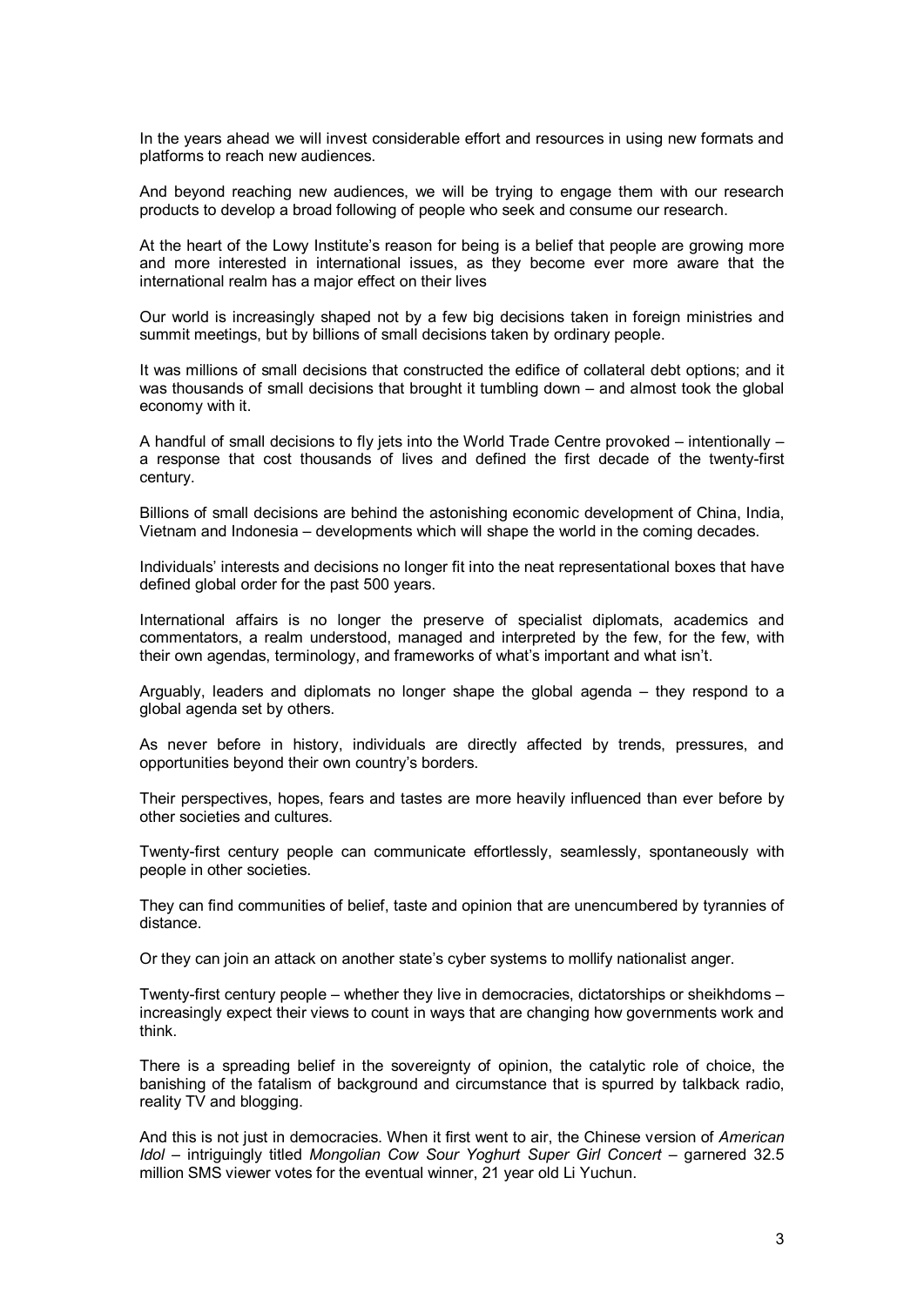In the years ahead we will invest considerable effort and resources in using new formats and platforms to reach new audiences.

And beyond reaching new audiences, we will be trying to engage them with our research products to develop a broad following of people who seek and consume our research.

At the heart of the Lowy Institute's reason for being is a belief that people are growing more and more interested in international issues, as they become ever more aware that the international realm has a major effect on their lives

Our world is increasingly shaped not by a few big decisions taken in foreign ministries and summit meetings, but by billions of small decisions taken by ordinary people.

It was millions of small decisions that constructed the edifice of collateral debt options; and it was thousands of small decisions that brought it tumbling down – and almost took the global economy with it.

A handful of small decisions to fly jets into the World Trade Centre provoked – intentionally – a response that cost thousands of lives and defined the first decade of the twenty-first century.

Billions of small decisions are behind the astonishing economic development of China, India, Vietnam and Indonesia – developments which will shape the world in the coming decades.

Individuals' interests and decisions no longer fit into the neat representational boxes that have defined global order for the past 500 years.

International affairs is no longer the preserve of specialist diplomats, academics and commentators, a realm understood, managed and interpreted by the few, for the few, with their own agendas, terminology, and frameworks of what's important and what isn't.

Arguably, leaders and diplomats no longer shape the global agenda – they respond to a global agenda set by others.

As never before in history, individuals are directly affected by trends, pressures, and opportunities beyond their own country's borders.

Their perspectives, hopes, fears and tastes are more heavily influenced than ever before by other societies and cultures.

Twenty-first century people can communicate effortlessly, seamlessly, spontaneously with people in other societies.

They can find communities of belief, taste and opinion that are unencumbered by tyrannies of distance.

Or they can join an attack on another state's cyber systems to mollify nationalist anger.

Twenty-first century people – whether they live in democracies, dictatorships or sheikhdoms – increasingly expect their views to count in ways that are changing how governments work and think.

There is a spreading belief in the sovereignty of opinion, the catalytic role of choice, the banishing of the fatalism of background and circumstance that is spurred by talkback radio, reality TV and blogging.

And this is not just in democracies. When it first went to air, the Chinese version of *American Idol* – intriguingly titled *Mongolian Cow Sour Yoghurt Super Girl Concert* – garnered 32.5 million SMS viewer votes for the eventual winner, 21 year old Li Yuchun.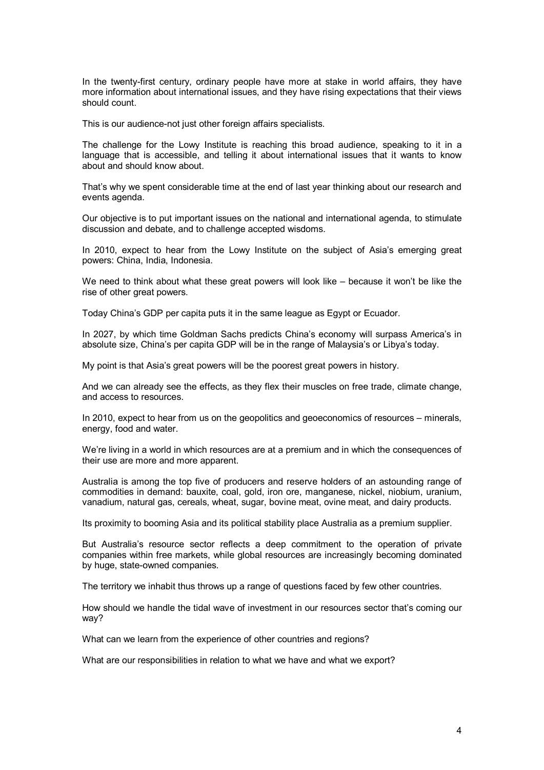In the twenty-first century, ordinary people have more at stake in world affairs, they have more information about international issues, and they have rising expectations that their views should count.

This is our audience-not just other foreign affairs specialists.

The challenge for the Lowy Institute is reaching this broad audience, speaking to it in a language that is accessible, and telling it about international issues that it wants to know about and should know about.

That's why we spent considerable time at the end of last year thinking about our research and events agenda.

Our objective is to put important issues on the national and international agenda, to stimulate discussion and debate, and to challenge accepted wisdoms.

In 2010, expect to hear from the Lowy Institute on the subject of Asia's emerging great powers: China, India, Indonesia.

We need to think about what these great powers will look like – because it won't be like the rise of other great powers.

Today China's GDP per capita puts it in the same league as Egypt or Ecuador.

In 2027, by which time Goldman Sachs predicts China's economy will surpass America's in absolute size, China's per capita GDP will be in the range of Malaysia's or Libya's today.

My point is that Asia's great powers will be the poorest great powers in history.

And we can already see the effects, as they flex their muscles on free trade, climate change, and access to resources.

In 2010, expect to hear from us on the geopolitics and geoeconomics of resources – minerals, energy, food and water.

We're living in a world in which resources are at a premium and in which the consequences of their use are more and more apparent.

Australia is among the top five of producers and reserve holders of an astounding range of commodities in demand: bauxite, coal, gold, iron ore, manganese, nickel, niobium, uranium, vanadium, natural gas, cereals, wheat, sugar, bovine meat, ovine meat, and dairy products.

Its proximity to booming Asia and its political stability place Australia as a premium supplier.

But Australia's resource sector reflects a deep commitment to the operation of private companies within free markets, while global resources are increasingly becoming dominated by huge, state-owned companies.

The territory we inhabit thus throws up a range of questions faced by few other countries.

How should we handle the tidal wave of investment in our resources sector that's coming our way?

What can we learn from the experience of other countries and regions?

What are our responsibilities in relation to what we have and what we export?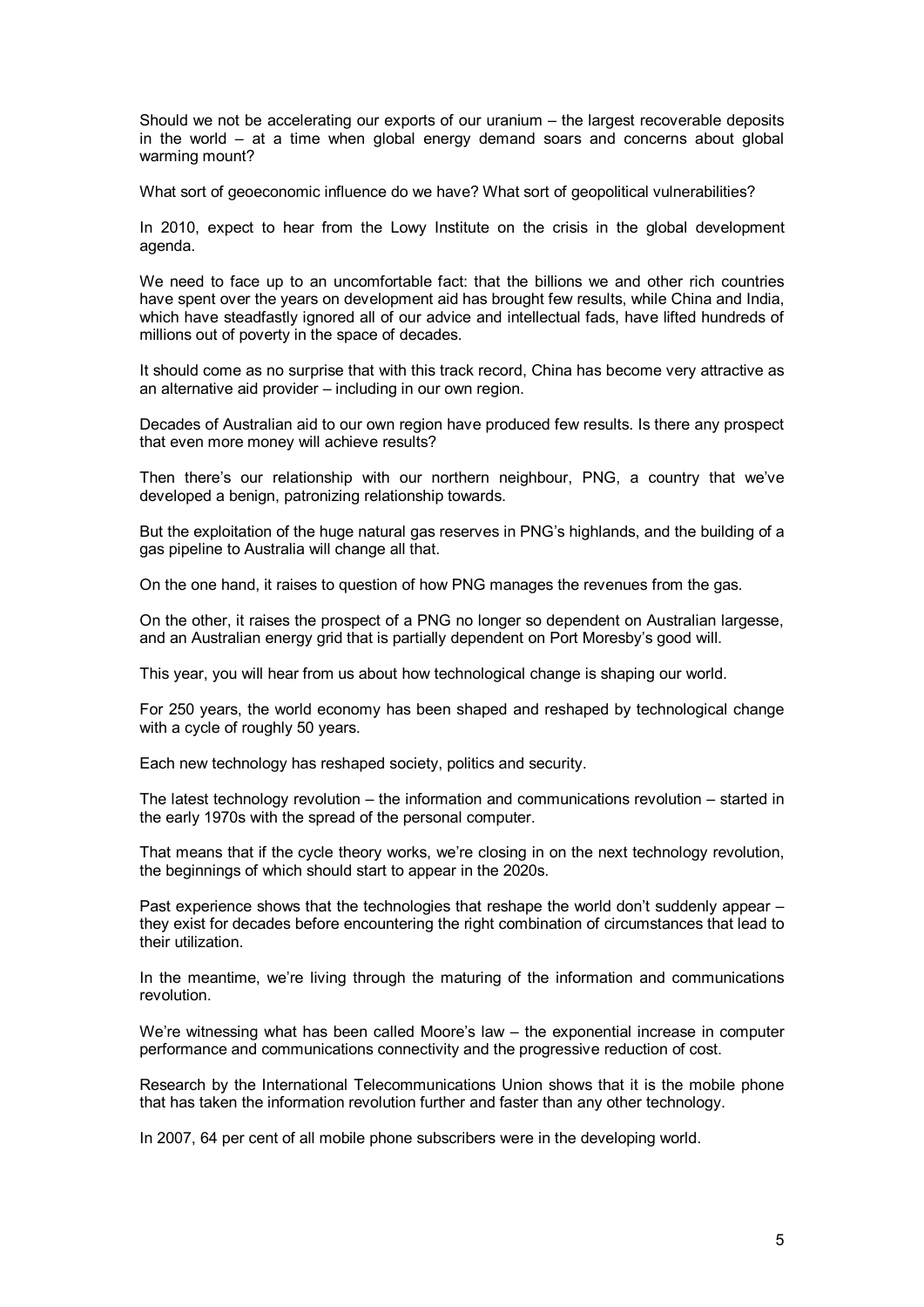Should we not be accelerating our exports of our uranium – the largest recoverable deposits in the world – at a time when global energy demand soars and concerns about global warming mount?

What sort of geoeconomic influence do we have? What sort of geopolitical vulnerabilities?

In 2010, expect to hear from the Lowy Institute on the crisis in the global development agenda.

We need to face up to an uncomfortable fact: that the billions we and other rich countries have spent over the years on development aid has brought few results, while China and India, which have steadfastly ignored all of our advice and intellectual fads, have lifted hundreds of millions out of poverty in the space of decades.

It should come as no surprise that with this track record, China has become very attractive as an alternative aid provider – including in our own region.

Decades of Australian aid to our own region have produced few results. Is there any prospect that even more money will achieve results?

Then there's our relationship with our northern neighbour, PNG, a country that we've developed a benign, patronizing relationship towards.

But the exploitation of the huge natural gas reserves in PNG's highlands, and the building of a gas pipeline to Australia will change all that.

On the one hand, it raises to question of how PNG manages the revenues from the gas.

On the other, it raises the prospect of a PNG no longer so dependent on Australian largesse, and an Australian energy grid that is partially dependent on Port Moresby's good will.

This year, you will hear from us about how technological change is shaping our world.

For 250 years, the world economy has been shaped and reshaped by technological change with a cycle of roughly 50 years.

Each new technology has reshaped society, politics and security.

The latest technology revolution – the information and communications revolution – started in the early 1970s with the spread of the personal computer.

That means that if the cycle theory works, we're closing in on the next technology revolution, the beginnings of which should start to appear in the 2020s.

Past experience shows that the technologies that reshape the world don't suddenly appear – they exist for decades before encountering the right combination of circumstances that lead to their utilization.

In the meantime, we're living through the maturing of the information and communications revolution.

We're witnessing what has been called Moore's law – the exponential increase in computer performance and communications connectivity and the progressive reduction of cost.

Research by the International Telecommunications Union shows that it is the mobile phone that has taken the information revolution further and faster than any other technology.

In 2007, 64 per cent of all mobile phone subscribers were in the developing world.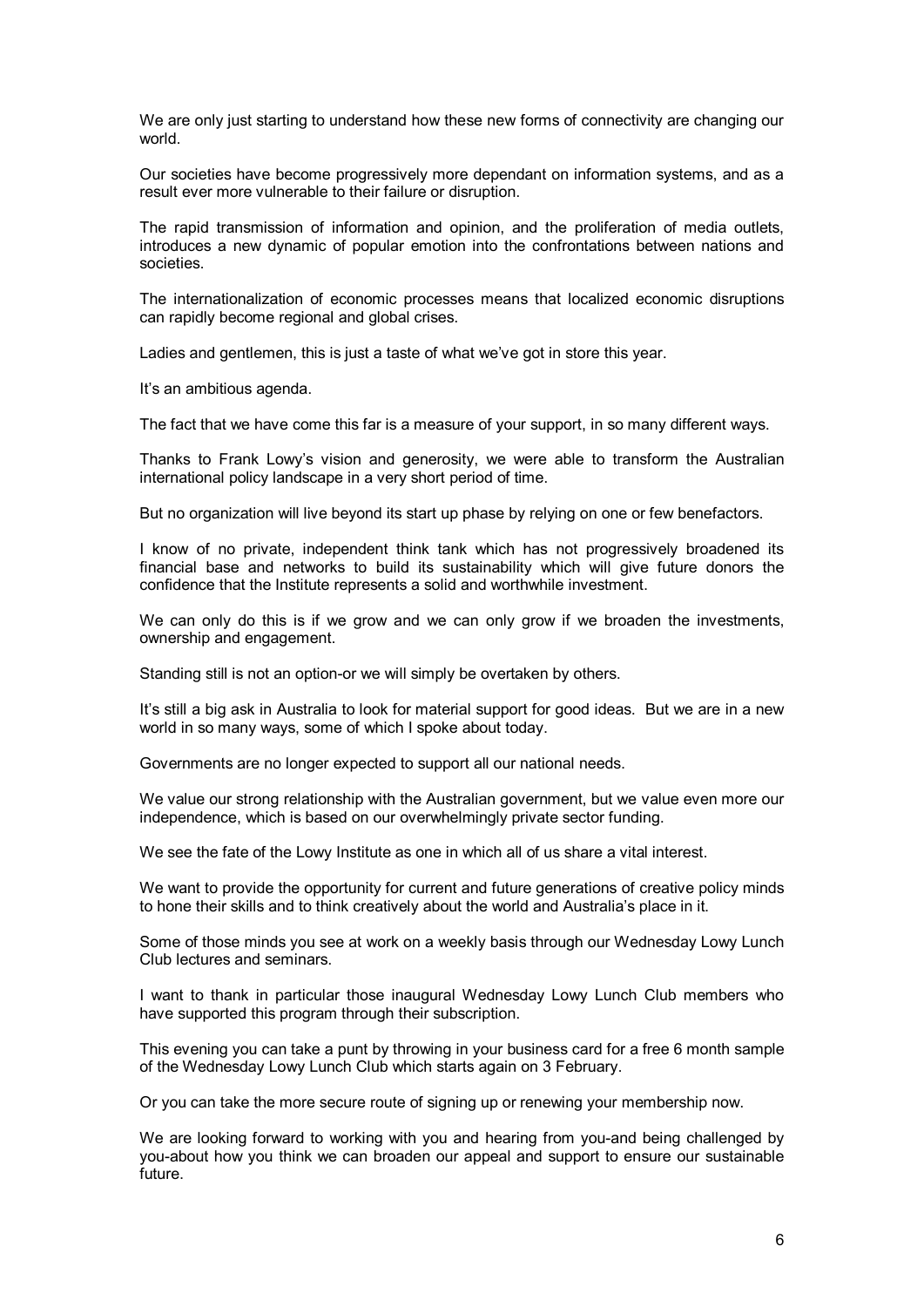We are only just starting to understand how these new forms of connectivity are changing our world.

Our societies have become progressively more dependant on information systems, and as a result ever more vulnerable to their failure or disruption.

The rapid transmission of information and opinion, and the proliferation of media outlets, introduces a new dynamic of popular emotion into the confrontations between nations and societies.

The internationalization of economic processes means that localized economic disruptions can rapidly become regional and global crises.

Ladies and gentlemen, this is just a taste of what we've got in store this year.

It's an ambitious agenda.

The fact that we have come this far is a measure of your support, in so many different ways.

Thanks to Frank Lowy's vision and generosity, we were able to transform the Australian international policy landscape in a very short period of time.

But no organization will live beyond its start up phase by relying on one or few benefactors.

I know of no private, independent think tank which has not progressively broadened its financial base and networks to build its sustainability which will give future donors the confidence that the Institute represents a solid and worthwhile investment.

We can only do this is if we grow and we can only grow if we broaden the investments, ownership and engagement.

Standing still is not an option-or we will simply be overtaken by others.

It's still a big ask in Australia to look for material support for good ideas. But we are in a new world in so many ways, some of which I spoke about today.

Governments are no longer expected to support all our national needs.

We value our strong relationship with the Australian government, but we value even more our independence, which is based on our overwhelmingly private sector funding.

We see the fate of the Lowy Institute as one in which all of us share a vital interest.

We want to provide the opportunity for current and future generations of creative policy minds to hone their skills and to think creatively about the world and Australia's place in it.

Some of those minds you see at work on a weekly basis through our Wednesday Lowy Lunch Club lectures and seminars.

I want to thank in particular those inaugural Wednesday Lowy Lunch Club members who have supported this program through their subscription.

This evening you can take a punt by throwing in your business card for a free 6 month sample of the Wednesday Lowy Lunch Club which starts again on 3 February.

Or you can take the more secure route of signing up or renewing your membership now.

We are looking forward to working with you and hearing from you-and being challenged by you-about how you think we can broaden our appeal and support to ensure our sustainable future.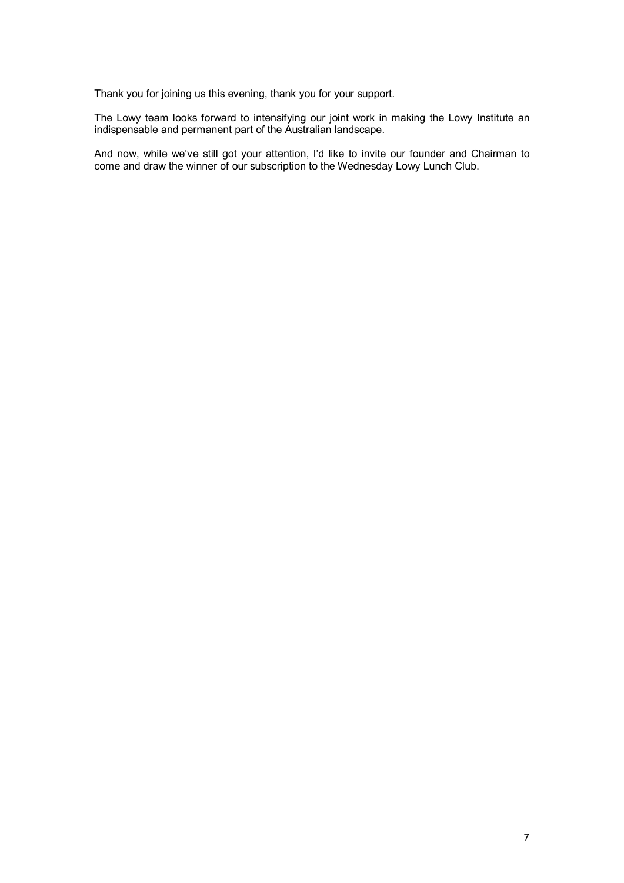Thank you for joining us this evening, thank you for your support.

The Lowy team looks forward to intensifying our joint work in making the Lowy Institute an indispensable and permanent part of the Australian landscape.

And now, while we've still got your attention, I'd like to invite our founder and Chairman to come and draw the winner of our subscription to the Wednesday Lowy Lunch Club.